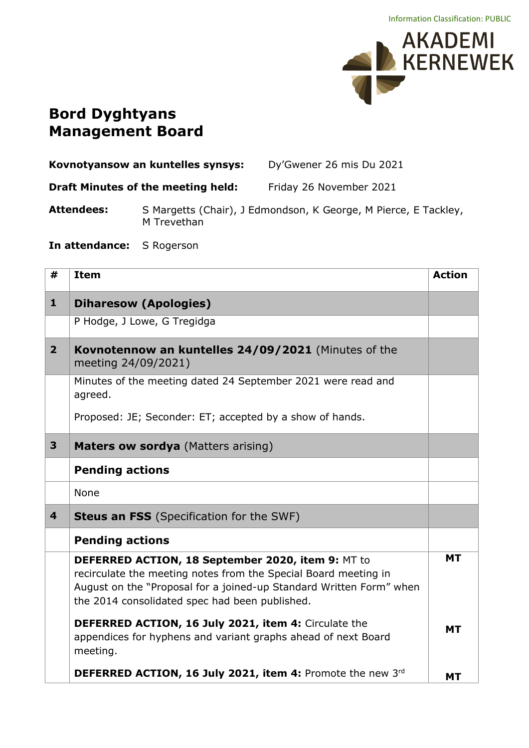Information Classification: PUBLIC

AKADEMI KERNEWEK

# Bord Dyghtyans
# Management Board

**Kovnotyansow an kuntelles synsys:** Dy'Gwener 26 mis Du 2021

**Draft Minutes of the meeting held:** Friday 26 November 2021

**Attendees:** S Margetts (Chair), J Edmondson, K George, M Pierce, E Tackley, M Trevethan

**In attendance:** S Rogerson

| # | Item | Action |
|---|---|---|
| **1** | **Diharesow (Apologies)** | |
| | P Hodge, J Lowe, G Tregidga | |
| **2** | **Kovnotennow an kuntelles 24/09/2021** (Minutes of the meeting 24/09/2021) | |
| | Minutes of the meeting dated 24 September 2021 were read and agreed.<br><br>Proposed: JE; Seconder: ET; accepted by a show of hands. | |
| **3** | **Maters ow sordya** (Matters arising) | |
| | **Pending actions** | |
| | None | |
| **4** | **Steus an FSS** (Specification for the SWF) | |
| | **Pending actions** | |
| | **DEFERRED ACTION, 18 September 2020, item 9:** MT to recirculate the meeting notes from the Special Board meeting in August on the "Proposal for a joined-up Standard Written Form" when the 2014 consolidated spec had been published. | **MT** |
| | **DEFERRED ACTION, 16 July 2021, item 4:** Circulate the appendices for hyphens and variant graphs ahead of next Board meeting. | **MT** |
| | **DEFERRED ACTION, 16 July 2021, item 4:** Promote the new 3rd | **MT** |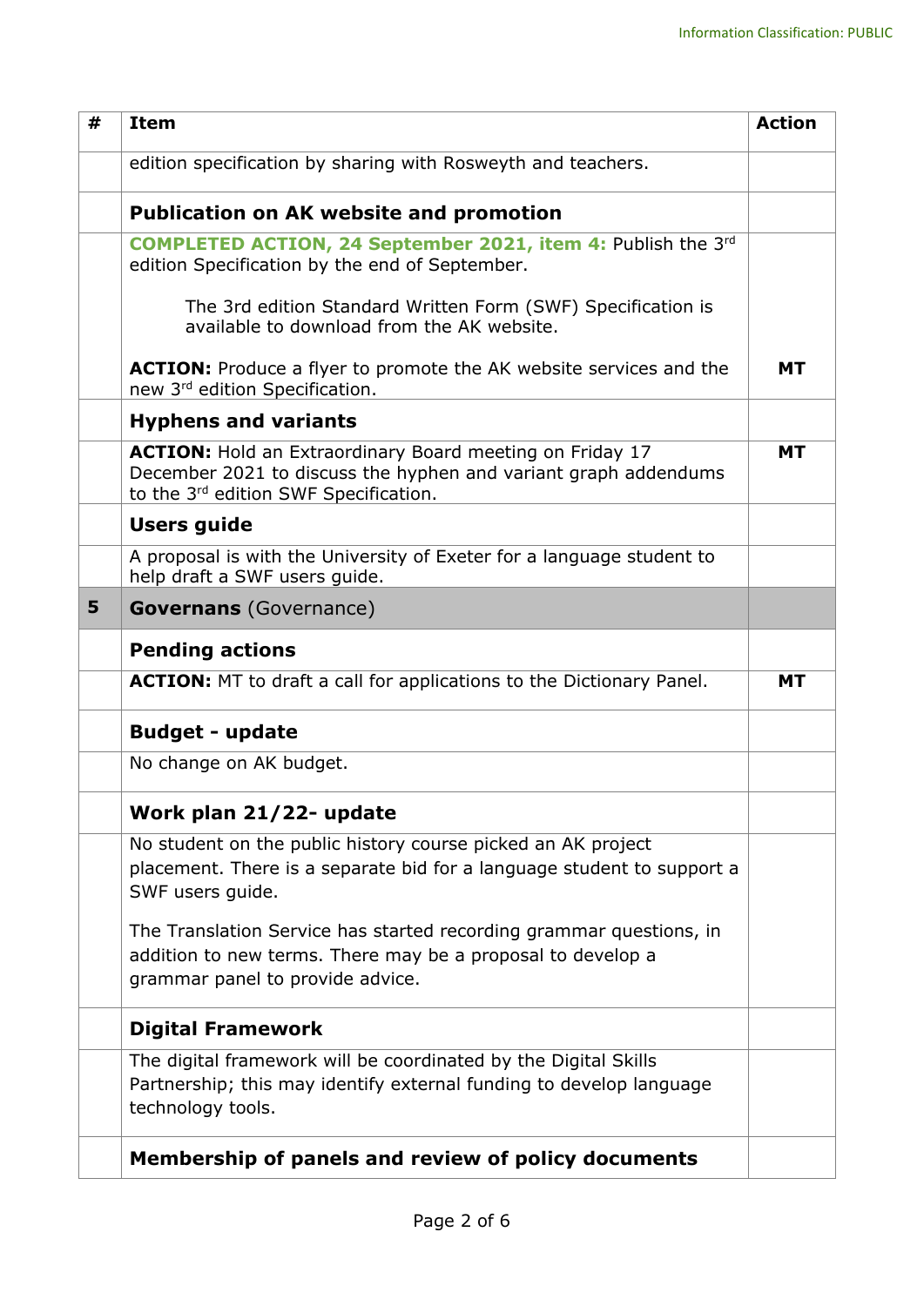| # | Item | Action |
|---|---|---|
| | edition specification by sharing with Rosweyth and teachers. | |
| | **Publication on AK website and promotion** | |
| | **COMPLETED ACTION, 24 September 2021, item 4:** Publish the 3rd edition Specification by the end of September.<br><br>The 3rd edition Standard Written Form (SWF) Specification is available to download from the AK website.<br><br>**ACTION:** Produce a flyer to promote the AK website services and the new 3rd edition Specification. | **MT** |
| | **Hyphens and variants** | |
| | **ACTION:** Hold an Extraordinary Board meeting on Friday 17 December 2021 to discuss the hyphen and variant graph addendums to the 3rd edition SWF Specification. | **MT** |
| | **Users guide** | |
| | A proposal is with the University of Exeter for a language student to help draft a SWF users guide. | |
| **5** | **Governans** (Governance) | |
| | **Pending actions** | |
| | **ACTION:** MT to draft a call for applications to the Dictionary Panel. | **MT** |
| | **Budget - update** | |
| | No change on AK budget. | |
| | **Work plan 21/22- update** | |
| | No student on the public history course picked an AK project placement. There is a separate bid for a language student to support a SWF users guide.<br><br>The Translation Service has started recording grammar questions, in addition to new terms. There may be a proposal to develop a grammar panel to provide advice. | |
| | **Digital Framework** | |
| | The digital framework will be coordinated by the Digital Skills Partnership; this may identify external funding to develop language technology tools. | |
| | **Membership of panels and review of policy documents** | |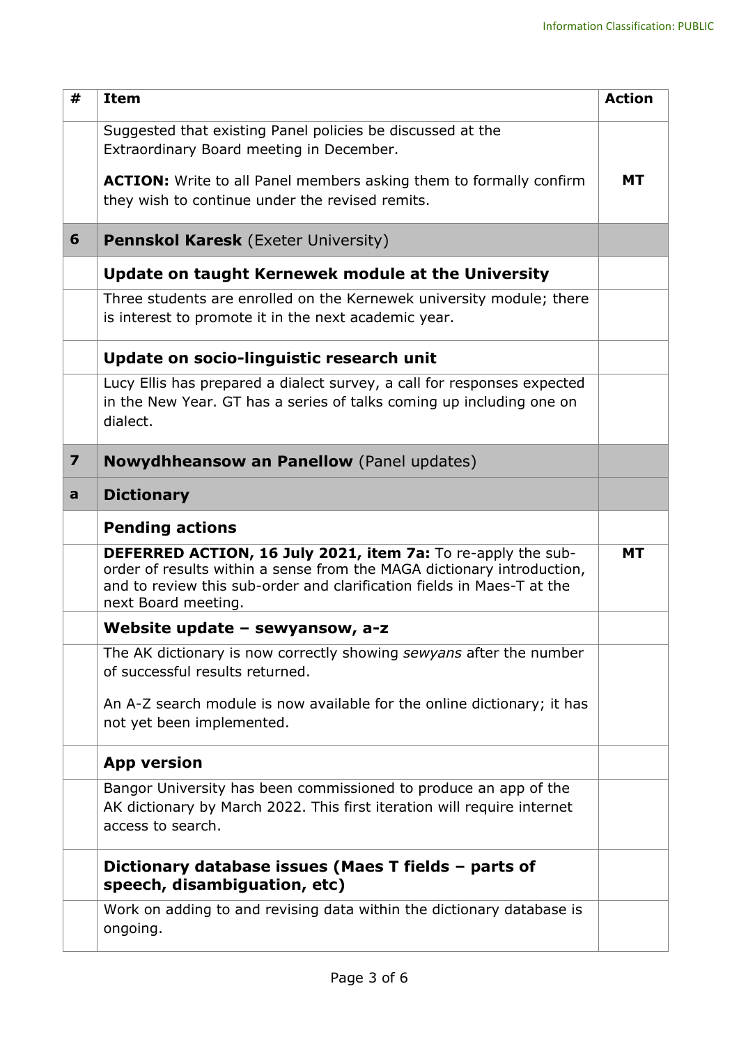| # | Item | Action |
|---|---|---|
| | Suggested that existing Panel policies be discussed at the Extraordinary Board meeting in December.<br><br>**ACTION:** Write to all Panel members asking them to formally confirm they wish to continue under the revised remits. | **MT** |
| **6** | **Pennskol Karesk** (Exeter University) | |
| | **Update on taught Kernewek module at the University** | |
| | Three students are enrolled on the Kernewek university module; there is interest to promote it in the next academic year. | |
| | **Update on socio-linguistic research unit** | |
| | Lucy Ellis has prepared a dialect survey, a call for responses expected in the New Year. GT has a series of talks coming up including one on dialect. | |
| **7** | **Nowydhheansow an Panellow** (Panel updates) | |
| **a** | **Dictionary** | |
| | **Pending actions** | |
| | **DEFERRED ACTION, 16 July 2021, item 7a:** To re-apply the sub-order of results within a sense from the MAGA dictionary introduction, and to review this sub-order and clarification fields in Maes-T at the next Board meeting. | **MT** |
| | **Website update – sewyansow, a-z** | |
| | The AK dictionary is now correctly showing *sewyans* after the number of successful results returned.<br><br>An A-Z search module is now available for the online dictionary; it has not yet been implemented. | |
| | **App version** | |
| | Bangor University has been commissioned to produce an app of the AK dictionary by March 2022. This first iteration will require internet access to search. | |
| | **Dictionary database issues (Maes T fields – parts of speech, disambiguation, etc)** | |
| | Work on adding to and revising data within the dictionary database is ongoing. | |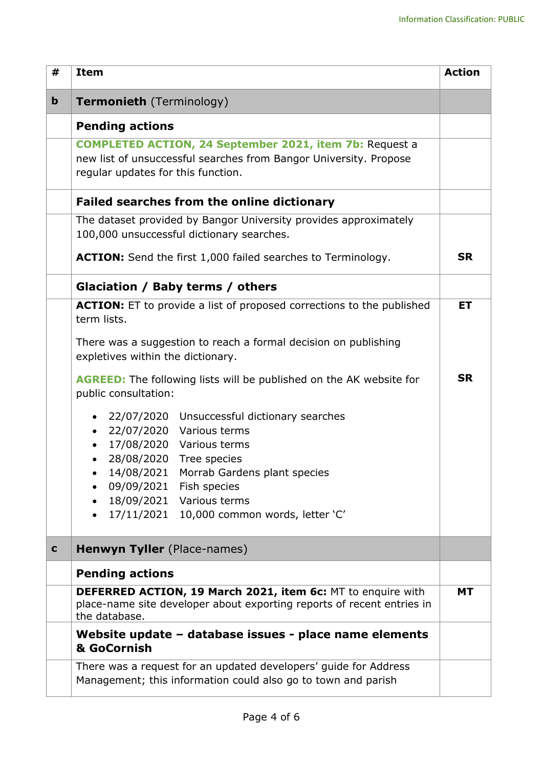| # | Item | Action |
|---|---|---|
| **b** | **Termonieth** (Terminology) | |
| | **Pending actions** | |
| | **COMPLETED ACTION, 24 September 2021, item 7b:** Request a new list of unsuccessful searches from Bangor University. Propose regular updates for this function. | |
| | **Failed searches from the online dictionary** | |
| | The dataset provided by Bangor University provides approximately 100,000 unsuccessful dictionary searches.<br><br>**ACTION:** Send the first 1,000 failed searches to Terminology. | **SR** |
| | **Glaciation / Baby terms / others** | |
| | **ACTION:** ET to provide a list of proposed corrections to the published term lists.<br><br>There was a suggestion to reach a formal decision on publishing expletives within the dictionary.<br><br>**AGREED:** The following lists will be published on the AK website for public consultation:<br><br>• 22/07/2020 Unsuccessful dictionary searches<br>• 22/07/2020 Various terms<br>• 17/08/2020 Various terms<br>• 28/08/2020 Tree species<br>• 14/08/2021 Morrab Gardens plant species<br>• 09/09/2021 Fish species<br>• 18/09/2021 Various terms<br>• 17/11/2021 10,000 common words, letter 'C' | **ET**<br><br><br><br><br>**SR** |
| **c** | **Henwyn Tyller** (Place-names) | |
| | **Pending actions** | |
| | **DEFERRED ACTION, 19 March 2021, item 6c:** MT to enquire with place-name site developer about exporting reports of recent entries in the database. | **MT** |
| | **Website update – database issues - place name elements & GoCornish** | |
| | There was a request for an updated developers' guide for Address Management; this information could also go to town and parish | |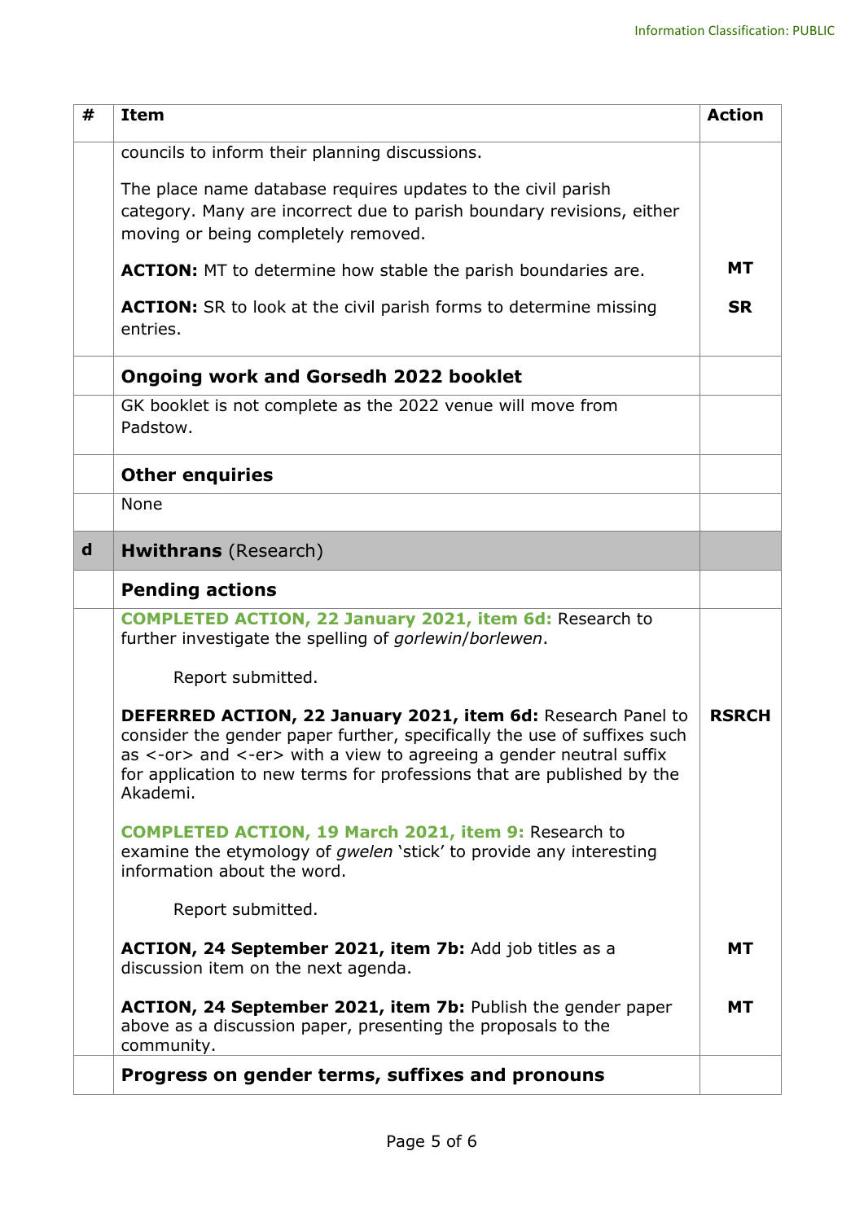| # | Item | Action |
|---|---|---|
| | councils to inform their planning discussions.<br><br>The place name database requires updates to the civil parish category. Many are incorrect due to parish boundary revisions, either moving or being completely removed.<br><br>**ACTION:** MT to determine how stable the parish boundaries are.<br><br>**ACTION:** SR to look at the civil parish forms to determine missing entries. | **MT**<br><br>**SR** |
| | **Ongoing work and Gorsedh 2022 booklet** | |
| | GK booklet is not complete as the 2022 venue will move from Padstow. | |
| | **Other enquiries** | |
| | None | |
| **d** | **Hwithrans** (Research) | |
| | **Pending actions** | |
| | **COMPLETED ACTION, 22 January 2021, item 6d:** Research to further investigate the spelling of *gorlewin*/*borlewen*.<br><br>Report submitted.<br><br>**DEFERRED ACTION, 22 January 2021, item 6d:** Research Panel to consider the gender paper further, specifically the use of suffixes such as <-or> and <-er> with a view to agreeing a gender neutral suffix for application to new terms for professions that are published by the Akademi.<br><br>**COMPLETED ACTION, 19 March 2021, item 9:** Research to examine the etymology of *gwelen* 'stick' to provide any interesting information about the word.<br><br>Report submitted.<br><br>**ACTION, 24 September 2021, item 7b:** Add job titles as a discussion item on the next agenda.<br><br>**ACTION, 24 September 2021, item 7b:** Publish the gender paper above as a discussion paper, presenting the proposals to the community. | **RSRCH**<br><br>**MT**<br><br>**MT** |
| | **Progress on gender terms, suffixes and pronouns** | |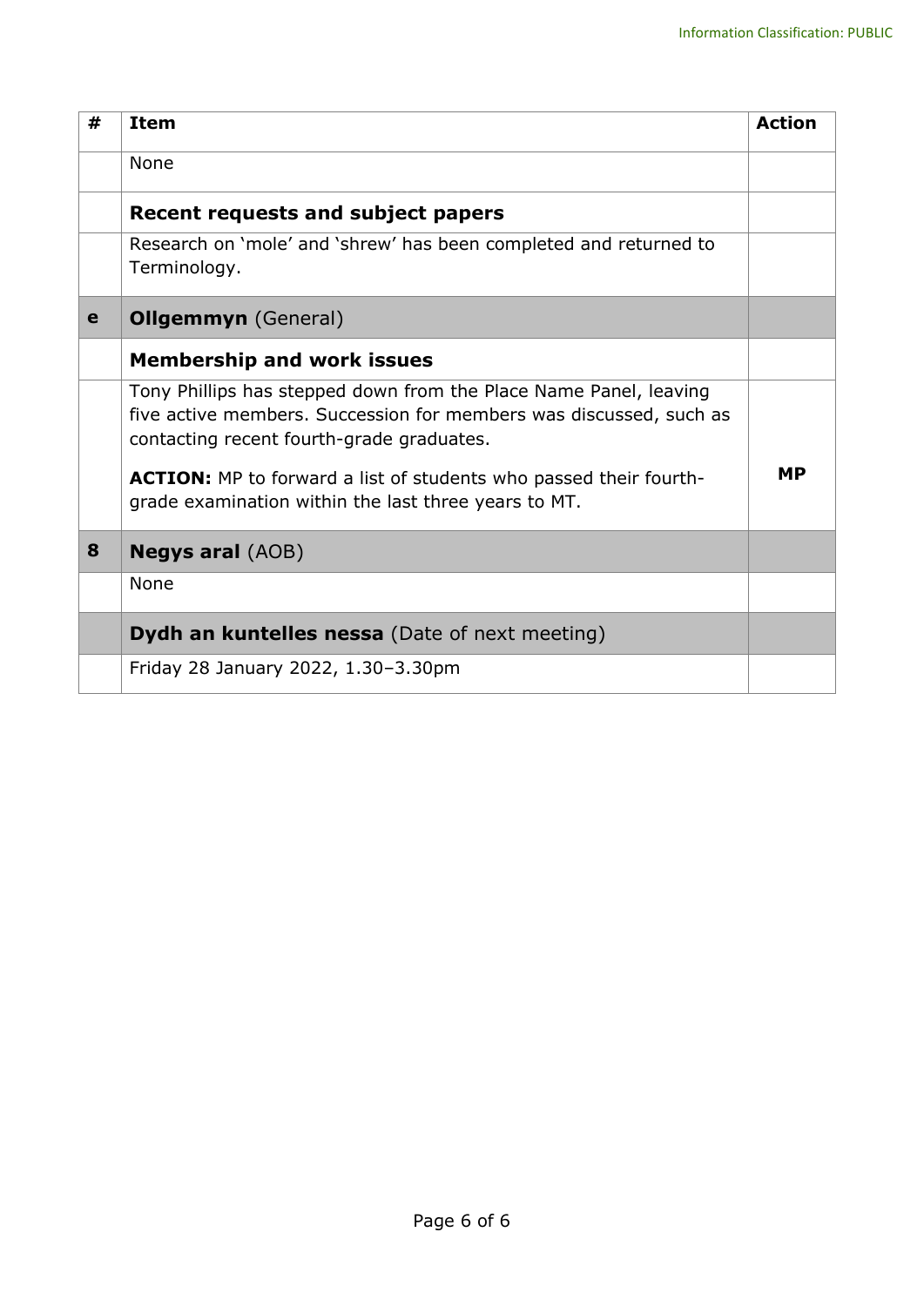| # | Item | Action |
|---|---|---|
| | None | |
| | **Recent requests and subject papers** | |
| | Research on 'mole' and 'shrew' has been completed and returned to Terminology. | |
| **e** | **Ollgemmyn** (General) | |
| | **Membership and work issues** | |
| | Tony Phillips has stepped down from the Place Name Panel, leaving five active members. Succession for members was discussed, such as contacting recent fourth-grade graduates.<br><br>**ACTION:** MP to forward a list of students who passed their fourth-grade examination within the last three years to MT. | **MP** |
| **8** | **Negys aral** (AOB) | |
| | None | |
| | **Dydh an kuntelles nessa** (Date of next meeting) | |
| | Friday 28 January 2022, 1.30–3.30pm | |